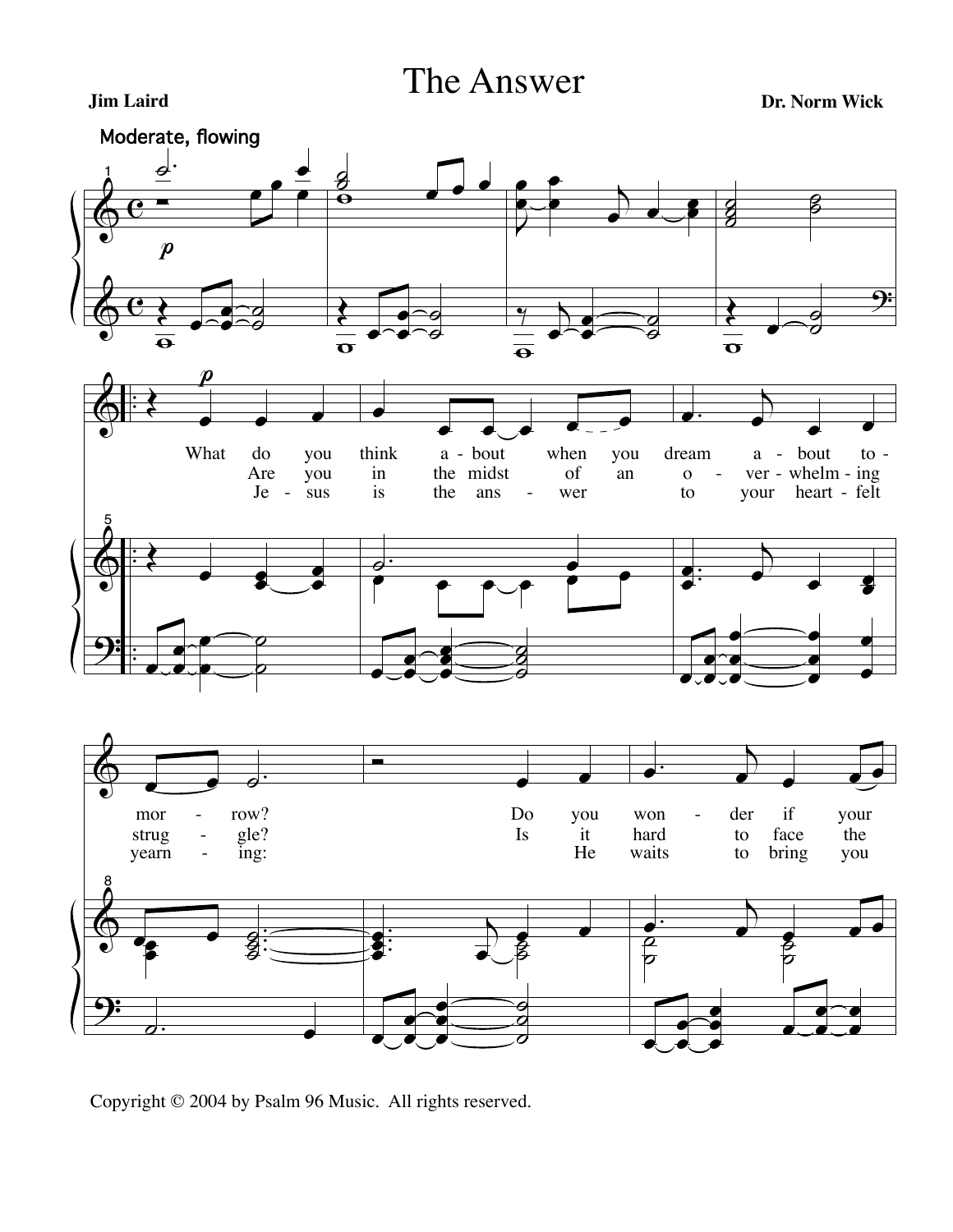# The Answer

**Jim Laird** **Dr. Norm Wick**

Moderate, flowing

What do you think a - bout when you dream a - bout to - mor - row? Do you won - der if your

Are you in the midst of an o - ver - whelm - ing strug - gle? Is it hard to face the

Je - sus is the ans - wer to your heart - felt yearn - ing: He waits to bring you

Copyright © 2004 by Psalm 96 Music. All rights reserved.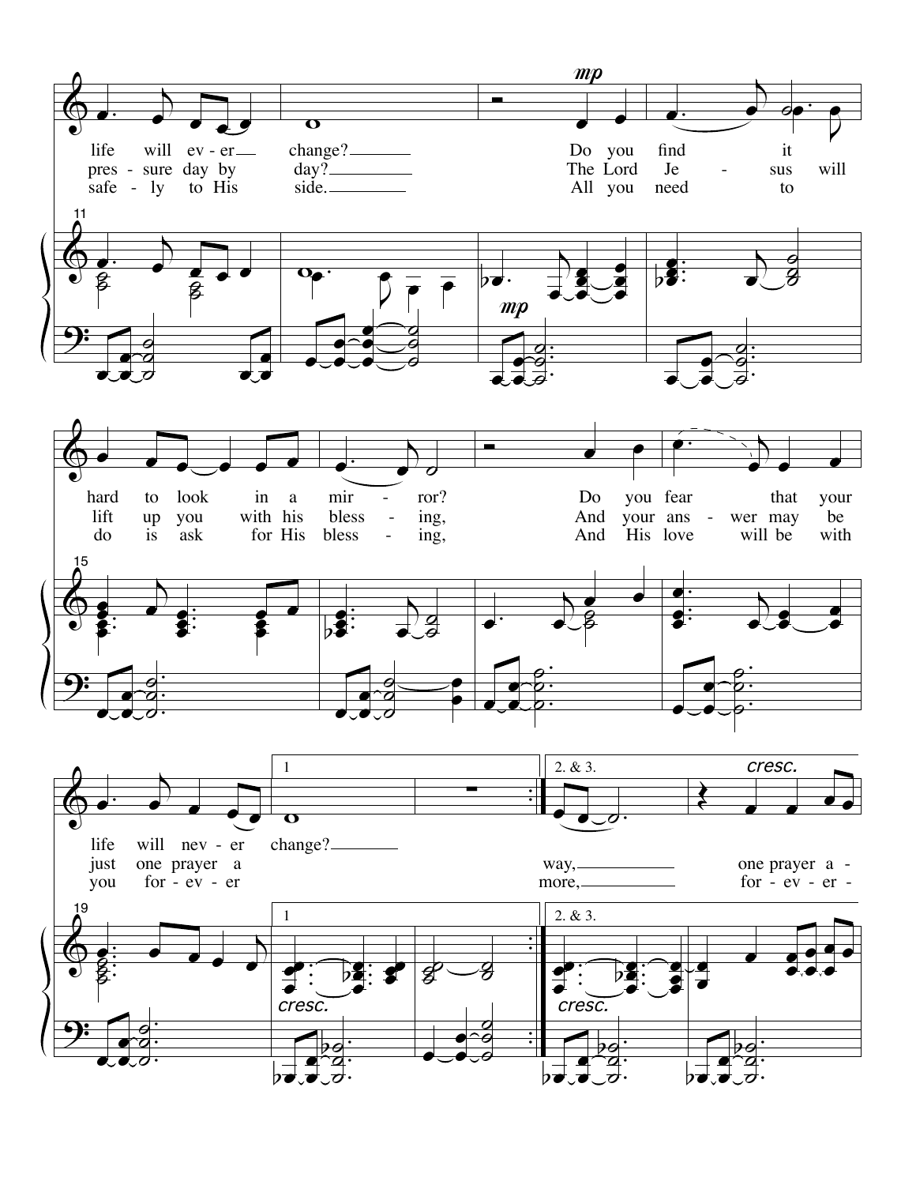*mp*

life will ev - er change? Do you find it
pres - sure day by day? The Lord Je - sus will
safe - ly to His side. All you need to

hard to look in a mir - ror? Do you fear that your
lift up you with his bless - ing, And your ans - wer may be
do is ask for His bless - ing, And His love will be with

1 | 2. & 3. *cresc.*

life will nev - er change?
just one prayer a way, one prayer a -
you for - ev - er more, for - ev - er -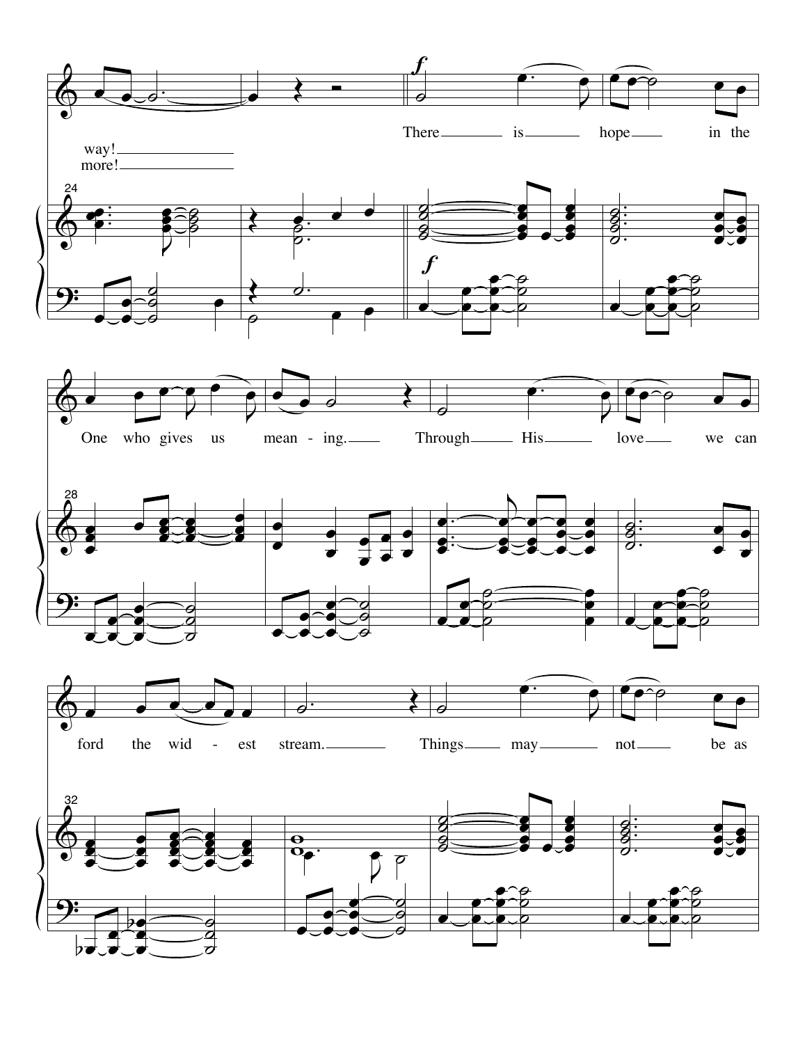way!
more!

There is hope in the One who gives us mean - ing. Through His love we can ford the wid - est stream. Things may not be as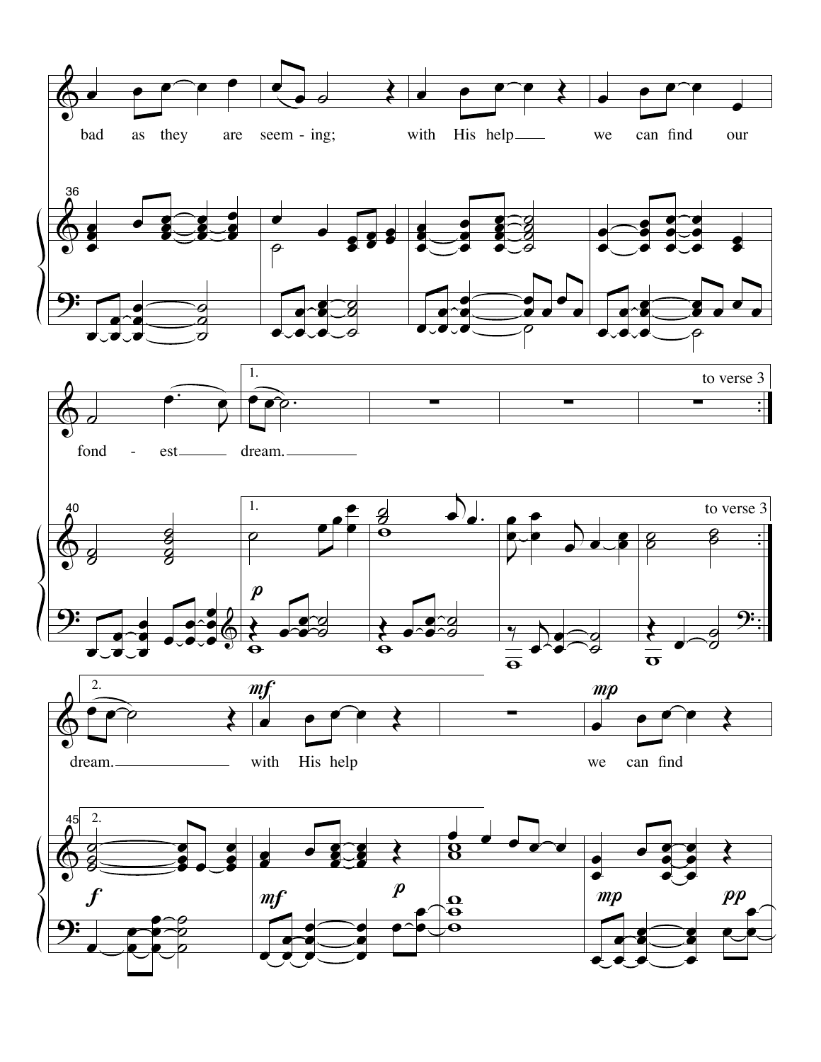bad as they are seem - ing; with His help we can find our

fond - est dream.

1. to verse 3

2. dream. with His help we can find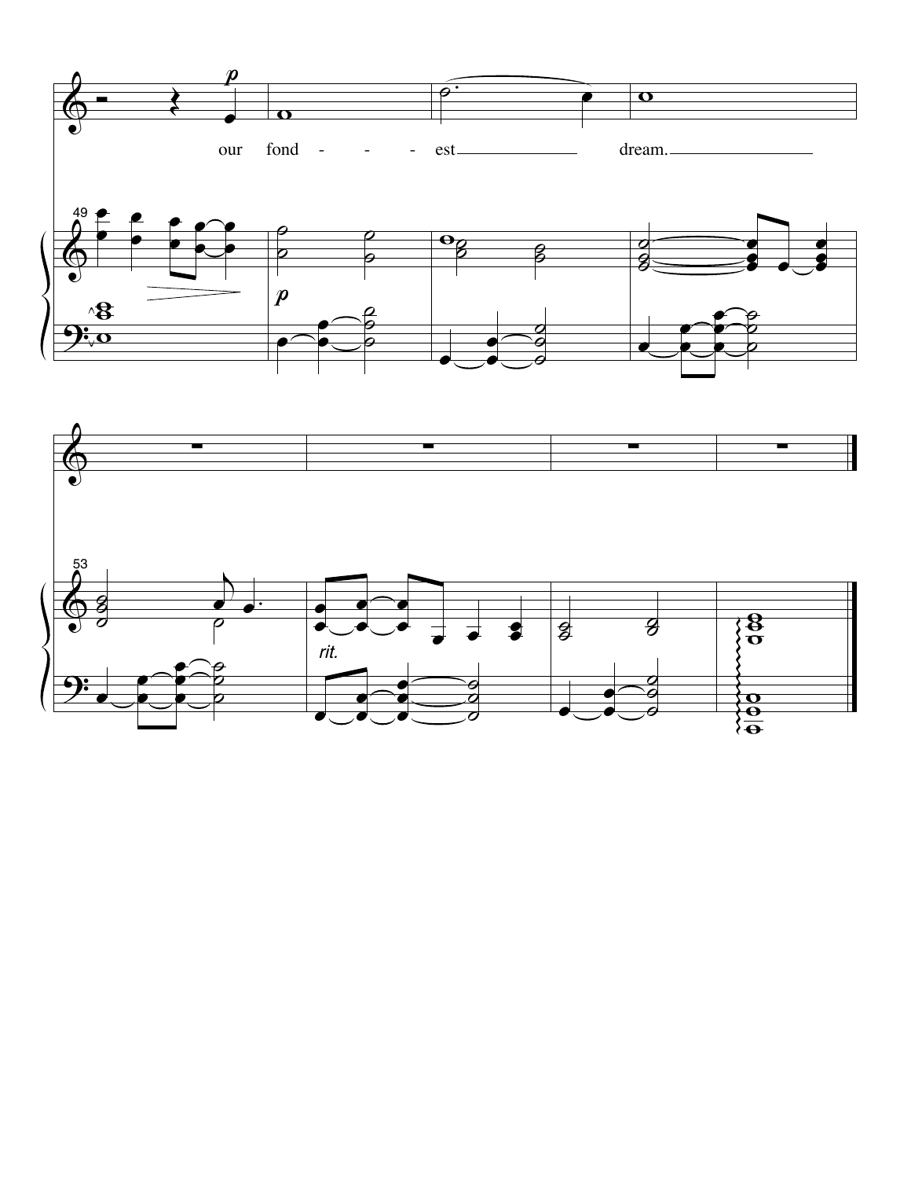our fond - - - - est dream.

*rit.*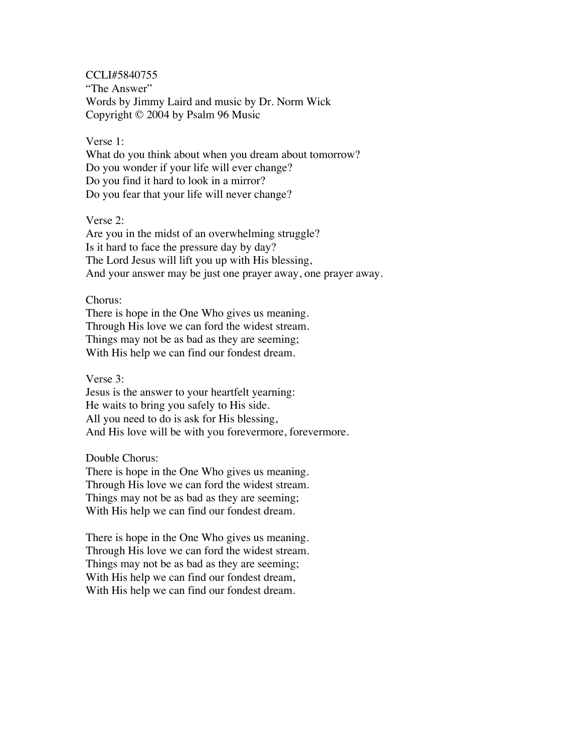CCLI#5840755
"The Answer"
Words by Jimmy Laird and music by Dr. Norm Wick
Copyright © 2004 by Psalm 96 Music

Verse 1:
What do you think about when you dream about tomorrow?
Do you wonder if your life will ever change?
Do you find it hard to look in a mirror?
Do you fear that your life will never change?

Verse 2:
Are you in the midst of an overwhelming struggle?
Is it hard to face the pressure day by day?
The Lord Jesus will lift you up with His blessing,
And your answer may be just one prayer away, one prayer away.

Chorus:
There is hope in the One Who gives us meaning.
Through His love we can ford the widest stream.
Things may not be as bad as they are seeming;
With His help we can find our fondest dream.

Verse 3:
Jesus is the answer to your heartfelt yearning:
He waits to bring you safely to His side.
All you need to do is ask for His blessing,
And His love will be with you forevermore, forevermore.

Double Chorus:
There is hope in the One Who gives us meaning.
Through His love we can ford the widest stream.
Things may not be as bad as they are seeming;
With His help we can find our fondest dream.

There is hope in the One Who gives us meaning.
Through His love we can ford the widest stream.
Things may not be as bad as they are seeming;
With His help we can find our fondest dream,
With His help we can find our fondest dream.